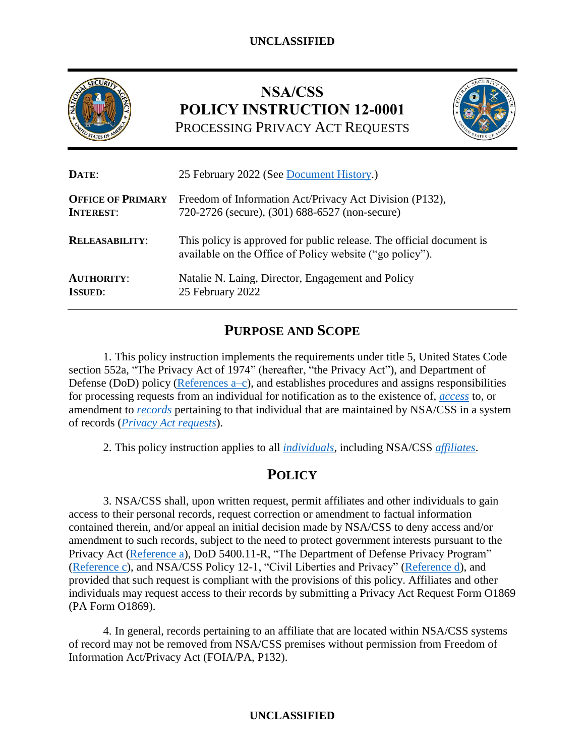# NSA/CSS POLICY INSTRUCTION 12-0001

## PROCESSING PRIVACY ACT REQUESTS

| | |
|---|---|
| **DATE**: | 25 February 2022 (See Document History.) |
| **OFFICE OF PRIMARY INTEREST**: | Freedom of Information Act/Privacy Act Division (P132), 720-2726 (secure), (301) 688-6527 (non-secure) |
| **RELEASABILITY**: | This policy is approved for public release. The official document is available on the Office of Policy website ("go policy"). |
| **AUTHORITY**: | Natalie N. Laing, Director, Engagement and Policy |
| **ISSUED**: | 25 February 2022 |

## PURPOSE AND SCOPE

1. This policy instruction implements the requirements under title 5, United States Code section 552a, "The Privacy Act of 1974" (hereafter, "the Privacy Act"), and Department of Defense (DoD) policy (References a–c), and establishes procedures and assigns responsibilities for processing requests from an individual for notification as to the existence of, *access* to, or amendment to *records* pertaining to that individual that are maintained by NSA/CSS in a system of records (*Privacy Act requests*).

2. This policy instruction applies to all *individuals*, including NSA/CSS *affiliates*.

## POLICY

3. NSA/CSS shall, upon written request, permit affiliates and other individuals to gain access to their personal records, request correction or amendment to factual information contained therein, and/or appeal an initial decision made by NSA/CSS to deny access and/or amendment to such records, subject to the need to protect government interests pursuant to the Privacy Act (Reference a), DoD 5400.11-R, "The Department of Defense Privacy Program" (Reference c), and NSA/CSS Policy 12-1, "Civil Liberties and Privacy" (Reference d), and provided that such request is compliant with the provisions of this policy. Affiliates and other individuals may request access to their records by submitting a Privacy Act Request Form O1869 (PA Form O1869).

4. In general, records pertaining to an affiliate that are located within NSA/CSS systems of record may not be removed from NSA/CSS premises without permission from Freedom of Information Act/Privacy Act (FOIA/PA, P132).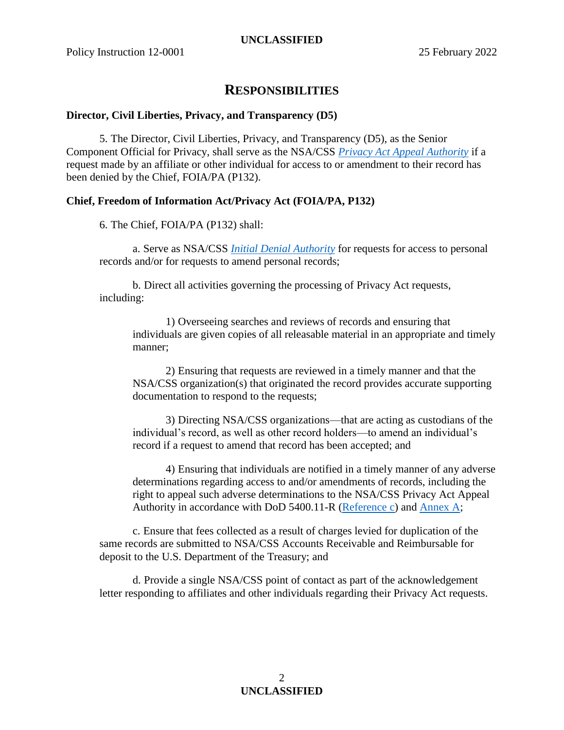# RESPONSIBILITIES

**Director, Civil Liberties, Privacy, and Transparency (D5)**

5. The Director, Civil Liberties, Privacy, and Transparency (D5), as the Senior Component Official for Privacy, shall serve as the NSA/CSS *Privacy Act Appeal Authority* if a request made by an affiliate or other individual for access to or amendment to their record has been denied by the Chief, FOIA/PA (P132).

**Chief, Freedom of Information Act/Privacy Act (FOIA/PA, P132)**

6. The Chief, FOIA/PA (P132) shall:

a. Serve as NSA/CSS *Initial Denial Authority* for requests for access to personal records and/or for requests to amend personal records;

b. Direct all activities governing the processing of Privacy Act requests, including:

1) Overseeing searches and reviews of records and ensuring that individuals are given copies of all releasable material in an appropriate and timely manner;

2) Ensuring that requests are reviewed in a timely manner and that the NSA/CSS organization(s) that originated the record provides accurate supporting documentation to respond to the requests;

3) Directing NSA/CSS organizations—that are acting as custodians of the individual's record, as well as other record holders—to amend an individual's record if a request to amend that record has been accepted; and

4) Ensuring that individuals are notified in a timely manner of any adverse determinations regarding access to and/or amendments of records, including the right to appeal such adverse determinations to the NSA/CSS Privacy Act Appeal Authority in accordance with DoD 5400.11-R (Reference c) and Annex A;

c. Ensure that fees collected as a result of charges levied for duplication of the same records are submitted to NSA/CSS Accounts Receivable and Reimbursable for deposit to the U.S. Department of the Treasury; and

d. Provide a single NSA/CSS point of contact as part of the acknowledgement letter responding to affiliates and other individuals regarding their Privacy Act requests.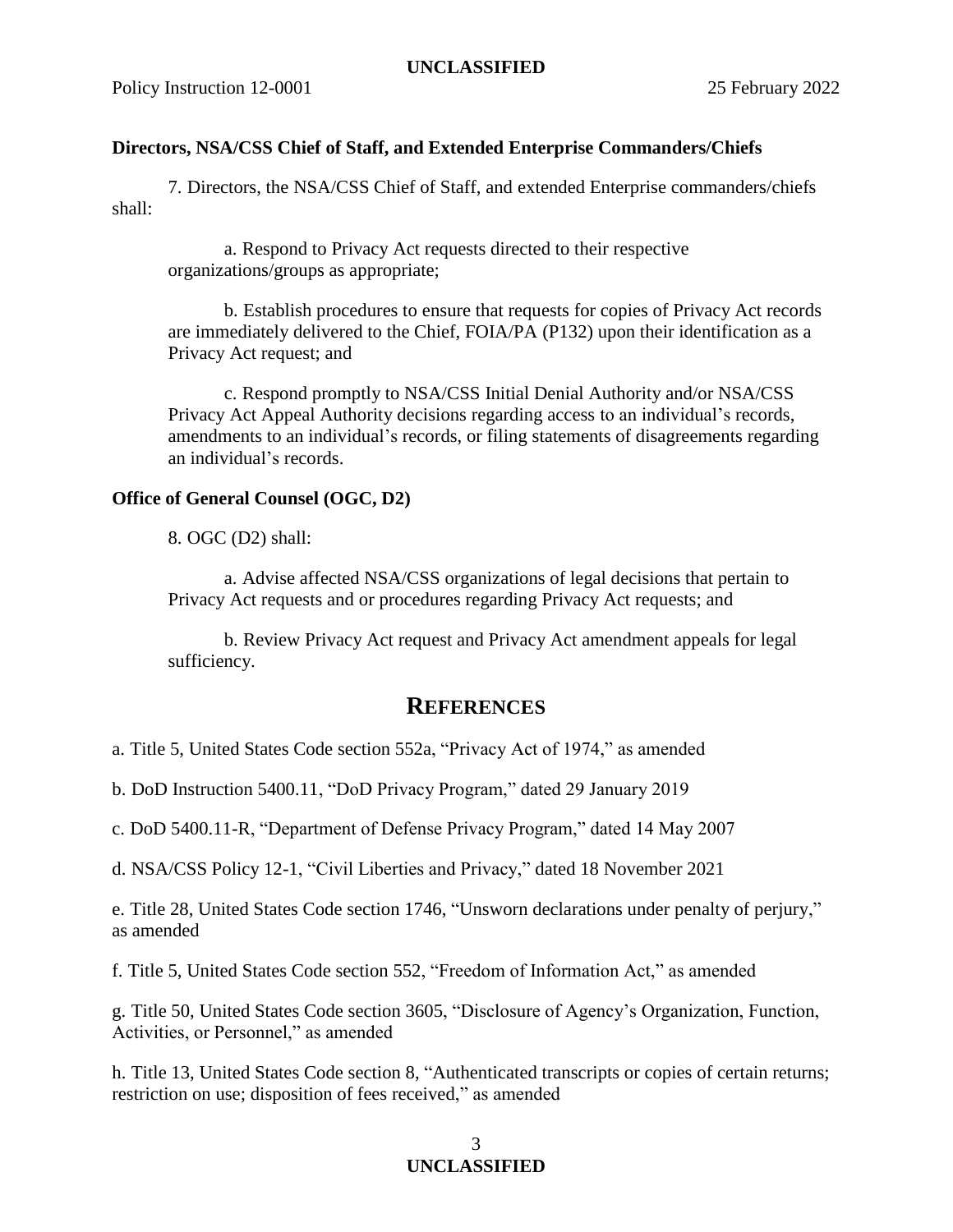**Directors, NSA/CSS Chief of Staff, and Extended Enterprise Commanders/Chiefs**

7. Directors, the NSA/CSS Chief of Staff, and extended Enterprise commanders/chiefs shall:

a. Respond to Privacy Act requests directed to their respective organizations/groups as appropriate;

b. Establish procedures to ensure that requests for copies of Privacy Act records are immediately delivered to the Chief, FOIA/PA (P132) upon their identification as a Privacy Act request; and

c. Respond promptly to NSA/CSS Initial Denial Authority and/or NSA/CSS Privacy Act Appeal Authority decisions regarding access to an individual's records, amendments to an individual's records, or filing statements of disagreements regarding an individual's records.

**Office of General Counsel (OGC, D2)**

8. OGC (D2) shall:

a. Advise affected NSA/CSS organizations of legal decisions that pertain to Privacy Act requests and or procedures regarding Privacy Act requests; and

b. Review Privacy Act request and Privacy Act amendment appeals for legal sufficiency.

## REFERENCES

a. Title 5, United States Code section 552a, "Privacy Act of 1974," as amended

b. DoD Instruction 5400.11, "DoD Privacy Program," dated 29 January 2019

c. DoD 5400.11-R, "Department of Defense Privacy Program," dated 14 May 2007

d. NSA/CSS Policy 12-1, "Civil Liberties and Privacy," dated 18 November 2021

e. Title 28, United States Code section 1746, "Unsworn declarations under penalty of perjury," as amended

f. Title 5, United States Code section 552, "Freedom of Information Act," as amended

g. Title 50, United States Code section 3605, "Disclosure of Agency's Organization, Function, Activities, or Personnel," as amended

h. Title 13, United States Code section 8, "Authenticated transcripts or copies of certain returns; restriction on use; disposition of fees received," as amended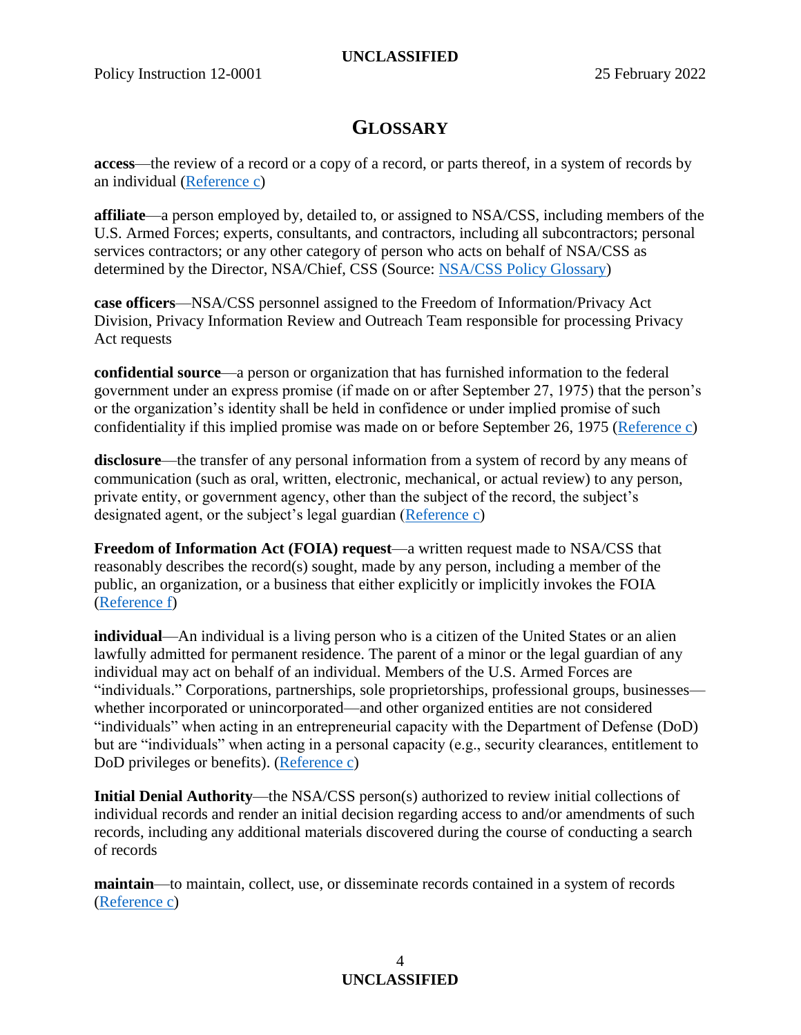# GLOSSARY

**access**—the review of a record or a copy of a record, or parts thereof, in a system of records by an individual (Reference c)

**affiliate**—a person employed by, detailed to, or assigned to NSA/CSS, including members of the U.S. Armed Forces; experts, consultants, and contractors, including all subcontractors; personal services contractors; or any other category of person who acts on behalf of NSA/CSS as determined by the Director, NSA/Chief, CSS (Source: NSA/CSS Policy Glossary)

**case officers**—NSA/CSS personnel assigned to the Freedom of Information/Privacy Act Division, Privacy Information Review and Outreach Team responsible for processing Privacy Act requests

**confidential source**—a person or organization that has furnished information to the federal government under an express promise (if made on or after September 27, 1975) that the person's or the organization's identity shall be held in confidence or under implied promise of such confidentiality if this implied promise was made on or before September 26, 1975 (Reference c)

**disclosure**—the transfer of any personal information from a system of record by any means of communication (such as oral, written, electronic, mechanical, or actual review) to any person, private entity, or government agency, other than the subject of the record, the subject's designated agent, or the subject's legal guardian (Reference c)

**Freedom of Information Act (FOIA) request**—a written request made to NSA/CSS that reasonably describes the record(s) sought, made by any person, including a member of the public, an organization, or a business that either explicitly or implicitly invokes the FOIA (Reference f)

**individual**—An individual is a living person who is a citizen of the United States or an alien lawfully admitted for permanent residence. The parent of a minor or the legal guardian of any individual may act on behalf of an individual. Members of the U.S. Armed Forces are "individuals." Corporations, partnerships, sole proprietorships, professional groups, businesses—whether incorporated or unincorporated—and other organized entities are not considered "individuals" when acting in an entrepreneurial capacity with the Department of Defense (DoD) but are "individuals" when acting in a personal capacity (e.g., security clearances, entitlement to DoD privileges or benefits). (Reference c)

**Initial Denial Authority**—the NSA/CSS person(s) authorized to review initial collections of individual records and render an initial decision regarding access to and/or amendments of such records, including any additional materials discovered during the course of conducting a search of records

**maintain**—to maintain, collect, use, or disseminate records contained in a system of records (Reference c)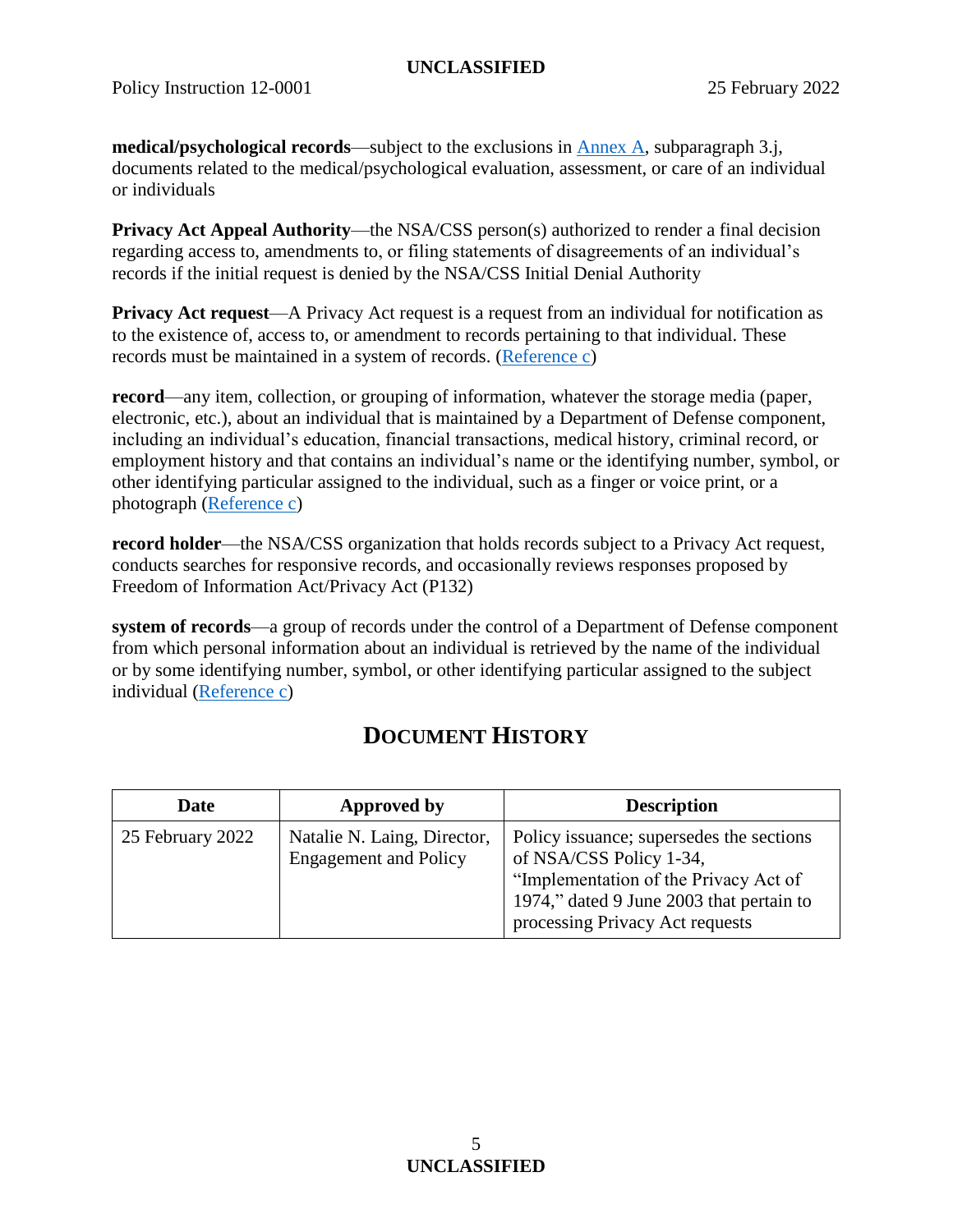**medical/psychological records**—subject to the exclusions in Annex A, subparagraph 3.j, documents related to the medical/psychological evaluation, assessment, or care of an individual or individuals

**Privacy Act Appeal Authority**—the NSA/CSS person(s) authorized to render a final decision regarding access to, amendments to, or filing statements of disagreements of an individual's records if the initial request is denied by the NSA/CSS Initial Denial Authority

**Privacy Act request**—A Privacy Act request is a request from an individual for notification as to the existence of, access to, or amendment to records pertaining to that individual. These records must be maintained in a system of records. (Reference c)

**record**—any item, collection, or grouping of information, whatever the storage media (paper, electronic, etc.), about an individual that is maintained by a Department of Defense component, including an individual's education, financial transactions, medical history, criminal record, or employment history and that contains an individual's name or the identifying number, symbol, or other identifying particular assigned to the individual, such as a finger or voice print, or a photograph (Reference c)

**record holder**—the NSA/CSS organization that holds records subject to a Privacy Act request, conducts searches for responsive records, and occasionally reviews responses proposed by Freedom of Information Act/Privacy Act (P132)

**system of records**—a group of records under the control of a Department of Defense component from which personal information about an individual is retrieved by the name of the individual or by some identifying number, symbol, or other identifying particular assigned to the subject individual (Reference c)

## DOCUMENT HISTORY

| Date | Approved by | Description |
|---|---|---|
| 25 February 2022 | Natalie N. Laing, Director, Engagement and Policy | Policy issuance; supersedes the sections of NSA/CSS Policy 1-34, "Implementation of the Privacy Act of 1974," dated 9 June 2003 that pertain to processing Privacy Act requests |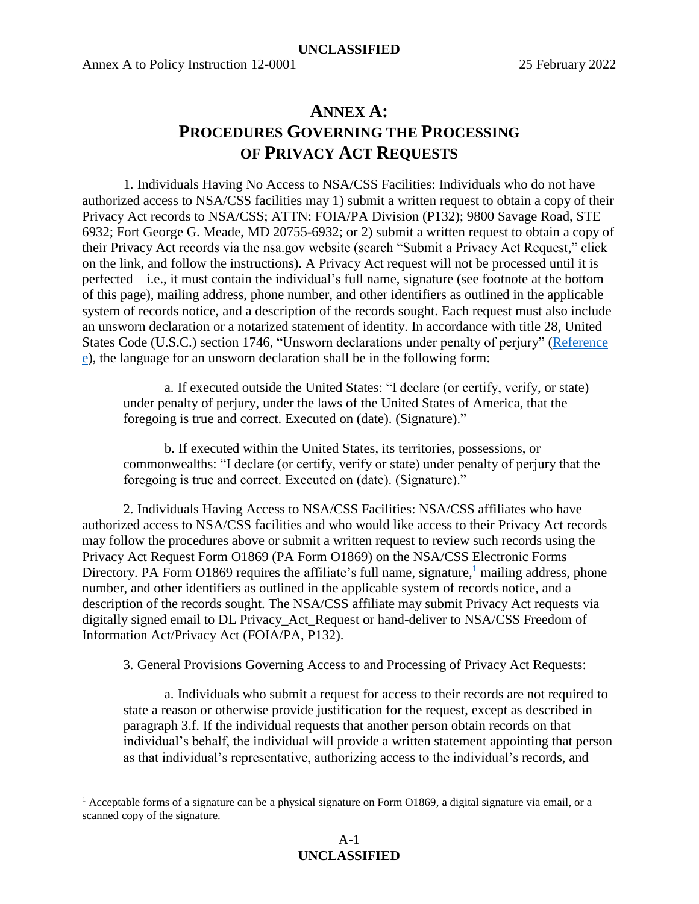# ANNEX A: PROCEDURES GOVERNING THE PROCESSING OF PRIVACY ACT REQUESTS

1. Individuals Having No Access to NSA/CSS Facilities: Individuals who do not have authorized access to NSA/CSS facilities may 1) submit a written request to obtain a copy of their Privacy Act records to NSA/CSS; ATTN: FOIA/PA Division (P132); 9800 Savage Road, STE 6932; Fort George G. Meade, MD 20755-6932; or 2) submit a written request to obtain a copy of their Privacy Act records via the nsa.gov website (search "Submit a Privacy Act Request," click on the link, and follow the instructions). A Privacy Act request will not be processed until it is perfected—i.e., it must contain the individual's full name, signature (see footnote at the bottom of this page), mailing address, phone number, and other identifiers as outlined in the applicable system of records notice, and a description of the records sought. Each request must also include an unsworn declaration or a notarized statement of identity. In accordance with title 28, United States Code (U.S.C.) section 1746, "Unsworn declarations under penalty of perjury" (Reference e), the language for an unsworn declaration shall be in the following form:

   a. If executed outside the United States: "I declare (or certify, verify, or state) under penalty of perjury, under the laws of the United States of America, that the foregoing is true and correct. Executed on (date). (Signature)."

   b. If executed within the United States, its territories, possessions, or commonwealths: "I declare (or certify, verify or state) under penalty of perjury that the foregoing is true and correct. Executed on (date). (Signature)."

2. Individuals Having Access to NSA/CSS Facilities: NSA/CSS affiliates who have authorized access to NSA/CSS facilities and who would like access to their Privacy Act records may follow the procedures above or submit a written request to review such records using the Privacy Act Request Form O1869 (PA Form O1869) on the NSA/CSS Electronic Forms Directory. PA Form O1869 requires the affiliate's full name, signature,[1] mailing address, phone number, and other identifiers as outlined in the applicable system of records notice, and a description of the records sought. The NSA/CSS affiliate may submit Privacy Act requests via digitally signed email to DL Privacy_Act_Request or hand-deliver to NSA/CSS Freedom of Information Act/Privacy Act (FOIA/PA, P132).

3. General Provisions Governing Access to and Processing of Privacy Act Requests:

   a. Individuals who submit a request for access to their records are not required to state a reason or otherwise provide justification for the request, except as described in paragraph 3.f. If the individual requests that another person obtain records on that individual's behalf, the individual will provide a written statement appointing that person as that individual's representative, authorizing access to the individual's records, and

---

[1] Acceptable forms of a signature can be a physical signature on Form O1869, a digital signature via email, or a scanned copy of the signature.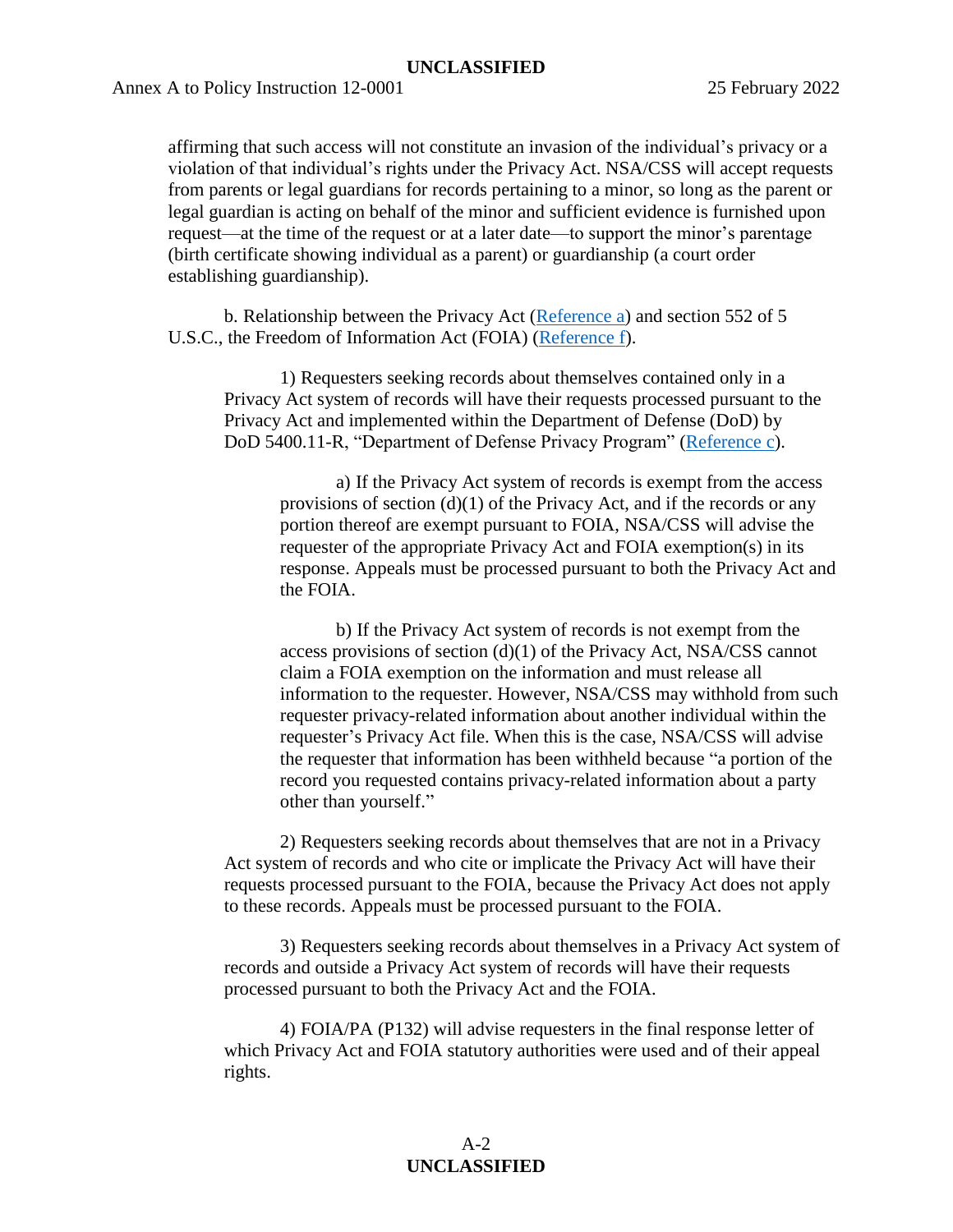affirming that such access will not constitute an invasion of the individual's privacy or a violation of that individual's rights under the Privacy Act. NSA/CSS will accept requests from parents or legal guardians for records pertaining to a minor, so long as the parent or legal guardian is acting on behalf of the minor and sufficient evidence is furnished upon request—at the time of the request or at a later date—to support the minor's parentage (birth certificate showing individual as a parent) or guardianship (a court order establishing guardianship).

b. Relationship between the Privacy Act (Reference a) and section 552 of 5 U.S.C., the Freedom of Information Act (FOIA) (Reference f).

1) Requesters seeking records about themselves contained only in a Privacy Act system of records will have their requests processed pursuant to the Privacy Act and implemented within the Department of Defense (DoD) by DoD 5400.11-R, "Department of Defense Privacy Program" (Reference c).

a) If the Privacy Act system of records is exempt from the access provisions of section (d)(1) of the Privacy Act, and if the records or any portion thereof are exempt pursuant to FOIA, NSA/CSS will advise the requester of the appropriate Privacy Act and FOIA exemption(s) in its response. Appeals must be processed pursuant to both the Privacy Act and the FOIA.

b) If the Privacy Act system of records is not exempt from the access provisions of section (d)(1) of the Privacy Act, NSA/CSS cannot claim a FOIA exemption on the information and must release all information to the requester. However, NSA/CSS may withhold from such requester privacy-related information about another individual within the requester's Privacy Act file. When this is the case, NSA/CSS will advise the requester that information has been withheld because "a portion of the record you requested contains privacy-related information about a party other than yourself."

2) Requesters seeking records about themselves that are not in a Privacy Act system of records and who cite or implicate the Privacy Act will have their requests processed pursuant to the FOIA, because the Privacy Act does not apply to these records. Appeals must be processed pursuant to the FOIA.

3) Requesters seeking records about themselves in a Privacy Act system of records and outside a Privacy Act system of records will have their requests processed pursuant to both the Privacy Act and the FOIA.

4) FOIA/PA (P132) will advise requesters in the final response letter of which Privacy Act and FOIA statutory authorities were used and of their appeal rights.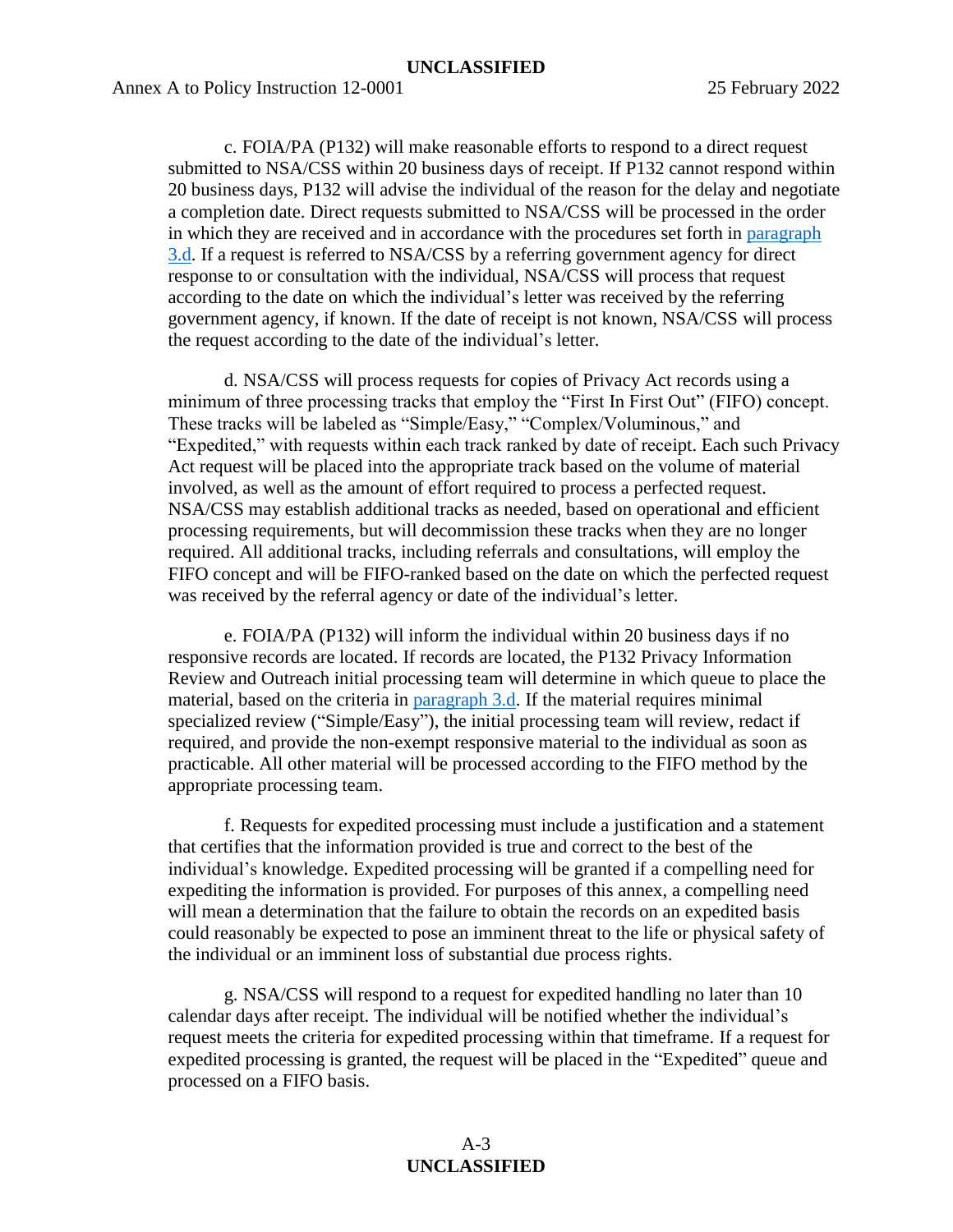c. FOIA/PA (P132) will make reasonable efforts to respond to a direct request submitted to NSA/CSS within 20 business days of receipt. If P132 cannot respond within 20 business days, P132 will advise the individual of the reason for the delay and negotiate a completion date. Direct requests submitted to NSA/CSS will be processed in the order in which they are received and in accordance with the procedures set forth in paragraph 3.d. If a request is referred to NSA/CSS by a referring government agency for direct response to or consultation with the individual, NSA/CSS will process that request according to the date on which the individual's letter was received by the referring government agency, if known. If the date of receipt is not known, NSA/CSS will process the request according to the date of the individual's letter.

d. NSA/CSS will process requests for copies of Privacy Act records using a minimum of three processing tracks that employ the "First In First Out" (FIFO) concept. These tracks will be labeled as "Simple/Easy," "Complex/Voluminous," and "Expedited," with requests within each track ranked by date of receipt. Each such Privacy Act request will be placed into the appropriate track based on the volume of material involved, as well as the amount of effort required to process a perfected request. NSA/CSS may establish additional tracks as needed, based on operational and efficient processing requirements, but will decommission these tracks when they are no longer required. All additional tracks, including referrals and consultations, will employ the FIFO concept and will be FIFO-ranked based on the date on which the perfected request was received by the referral agency or date of the individual's letter.

e. FOIA/PA (P132) will inform the individual within 20 business days if no responsive records are located. If records are located, the P132 Privacy Information Review and Outreach initial processing team will determine in which queue to place the material, based on the criteria in paragraph 3.d. If the material requires minimal specialized review ("Simple/Easy"), the initial processing team will review, redact if required, and provide the non-exempt responsive material to the individual as soon as practicable. All other material will be processed according to the FIFO method by the appropriate processing team.

f. Requests for expedited processing must include a justification and a statement that certifies that the information provided is true and correct to the best of the individual's knowledge. Expedited processing will be granted if a compelling need for expediting the information is provided. For purposes of this annex, a compelling need will mean a determination that the failure to obtain the records on an expedited basis could reasonably be expected to pose an imminent threat to the life or physical safety of the individual or an imminent loss of substantial due process rights.

g. NSA/CSS will respond to a request for expedited handling no later than 10 calendar days after receipt. The individual will be notified whether the individual's request meets the criteria for expedited processing within that timeframe. If a request for expedited processing is granted, the request will be placed in the "Expedited" queue and processed on a FIFO basis.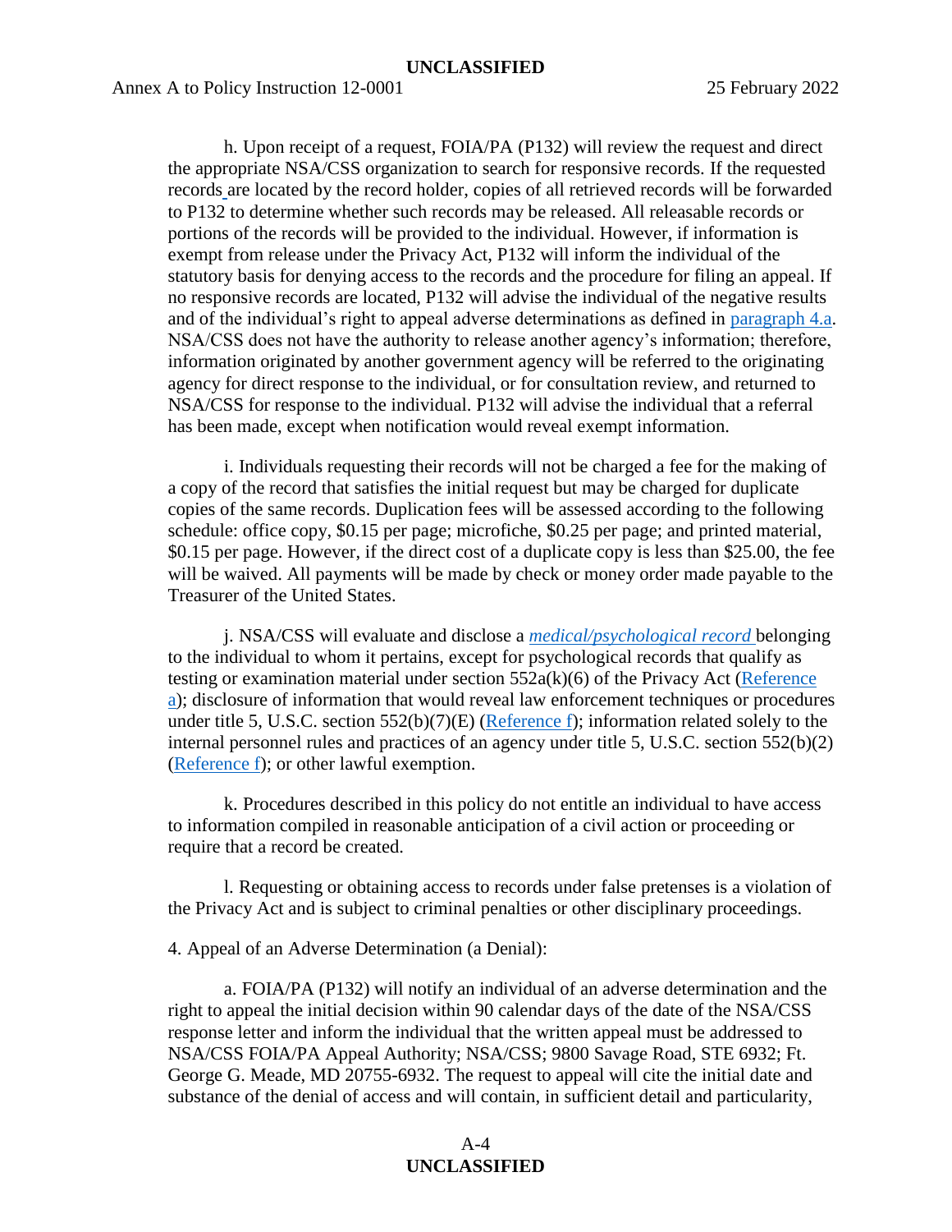h. Upon receipt of a request, FOIA/PA (P132) will review the request and direct the appropriate NSA/CSS organization to search for responsive records. If the requested records are located by the record holder, copies of all retrieved records will be forwarded to P132 to determine whether such records may be released. All releasable records or portions of the records will be provided to the individual. However, if information is exempt from release under the Privacy Act, P132 will inform the individual of the statutory basis for denying access to the records and the procedure for filing an appeal. If no responsive records are located, P132 will advise the individual of the negative results and of the individual's right to appeal adverse determinations as defined in paragraph 4.a. NSA/CSS does not have the authority to release another agency's information; therefore, information originated by another government agency will be referred to the originating agency for direct response to the individual, or for consultation review, and returned to NSA/CSS for response to the individual. P132 will advise the individual that a referral has been made, except when notification would reveal exempt information.

i. Individuals requesting their records will not be charged a fee for the making of a copy of the record that satisfies the initial request but may be charged for duplicate copies of the same records. Duplication fees will be assessed according to the following schedule: office copy, $0.15 per page; microfiche, $0.25 per page; and printed material, $0.15 per page. However, if the direct cost of a duplicate copy is less than $25.00, the fee will be waived. All payments will be made by check or money order made payable to the Treasurer of the United States.

j. NSA/CSS will evaluate and disclose a *medical/psychological record* belonging to the individual to whom it pertains, except for psychological records that qualify as testing or examination material under section 552a(k)(6) of the Privacy Act (Reference a); disclosure of information that would reveal law enforcement techniques or procedures under title 5, U.S.C. section 552(b)(7)(E) (Reference f); information related solely to the internal personnel rules and practices of an agency under title 5, U.S.C. section 552(b)(2) (Reference f); or other lawful exemption.

k. Procedures described in this policy do not entitle an individual to have access to information compiled in reasonable anticipation of a civil action or proceeding or require that a record be created.

l. Requesting or obtaining access to records under false pretenses is a violation of the Privacy Act and is subject to criminal penalties or other disciplinary proceedings.

4. Appeal of an Adverse Determination (a Denial):

a. FOIA/PA (P132) will notify an individual of an adverse determination and the right to appeal the initial decision within 90 calendar days of the date of the NSA/CSS response letter and inform the individual that the written appeal must be addressed to NSA/CSS FOIA/PA Appeal Authority; NSA/CSS; 9800 Savage Road, STE 6932; Ft. George G. Meade, MD 20755-6932. The request to appeal will cite the initial date and substance of the denial of access and will contain, in sufficient detail and particularity,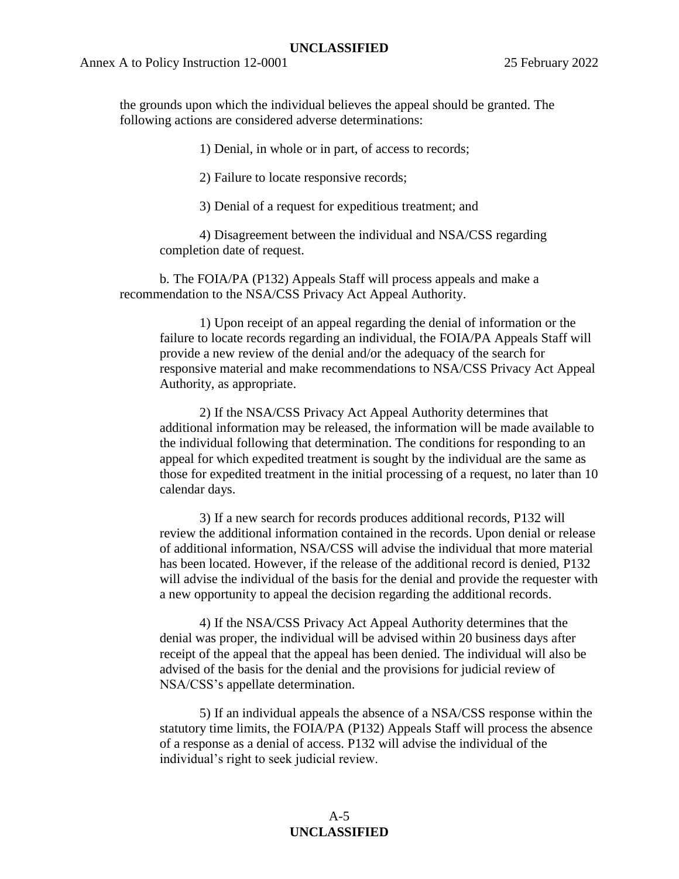the grounds upon which the individual believes the appeal should be granted. The following actions are considered adverse determinations:

1) Denial, in whole or in part, of access to records;

2) Failure to locate responsive records;

3) Denial of a request for expeditious treatment; and

4) Disagreement between the individual and NSA/CSS regarding completion date of request.

b. The FOIA/PA (P132) Appeals Staff will process appeals and make a recommendation to the NSA/CSS Privacy Act Appeal Authority.

1) Upon receipt of an appeal regarding the denial of information or the failure to locate records regarding an individual, the FOIA/PA Appeals Staff will provide a new review of the denial and/or the adequacy of the search for responsive material and make recommendations to NSA/CSS Privacy Act Appeal Authority, as appropriate.

2) If the NSA/CSS Privacy Act Appeal Authority determines that additional information may be released, the information will be made available to the individual following that determination. The conditions for responding to an appeal for which expedited treatment is sought by the individual are the same as those for expedited treatment in the initial processing of a request, no later than 10 calendar days.

3) If a new search for records produces additional records, P132 will review the additional information contained in the records. Upon denial or release of additional information, NSA/CSS will advise the individual that more material has been located. However, if the release of the additional record is denied, P132 will advise the individual of the basis for the denial and provide the requester with a new opportunity to appeal the decision regarding the additional records.

4) If the NSA/CSS Privacy Act Appeal Authority determines that the denial was proper, the individual will be advised within 20 business days after receipt of the appeal that the appeal has been denied. The individual will also be advised of the basis for the denial and the provisions for judicial review of NSA/CSS's appellate determination.

5) If an individual appeals the absence of a NSA/CSS response within the statutory time limits, the FOIA/PA (P132) Appeals Staff will process the absence of a response as a denial of access. P132 will advise the individual of the individual's right to seek judicial review.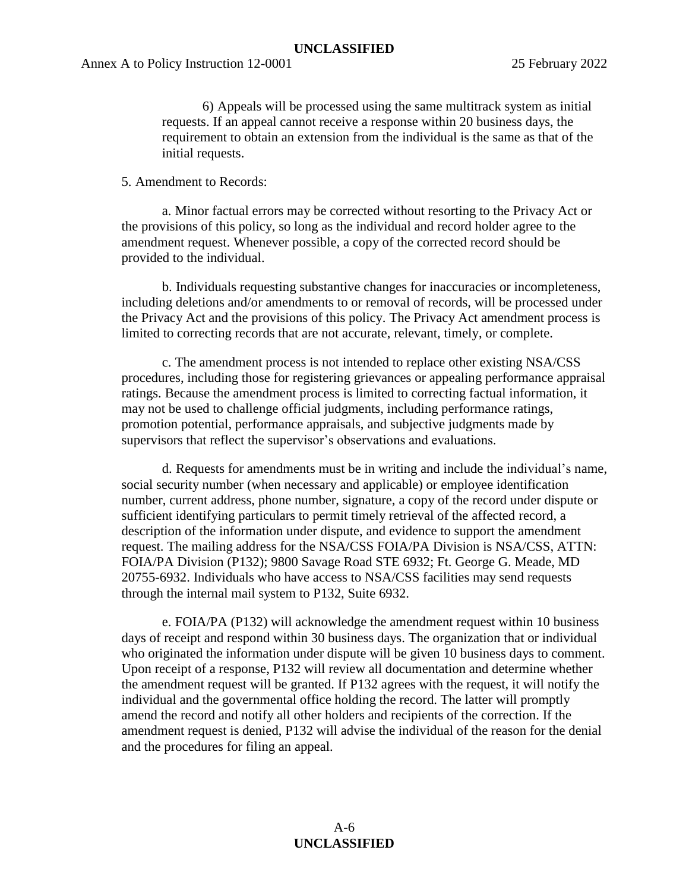6) Appeals will be processed using the same multitrack system as initial requests. If an appeal cannot receive a response within 20 business days, the requirement to obtain an extension from the individual is the same as that of the initial requests.

5. Amendment to Records:

a. Minor factual errors may be corrected without resorting to the Privacy Act or the provisions of this policy, so long as the individual and record holder agree to the amendment request. Whenever possible, a copy of the corrected record should be provided to the individual.

b. Individuals requesting substantive changes for inaccuracies or incompleteness, including deletions and/or amendments to or removal of records, will be processed under the Privacy Act and the provisions of this policy. The Privacy Act amendment process is limited to correcting records that are not accurate, relevant, timely, or complete.

c. The amendment process is not intended to replace other existing NSA/CSS procedures, including those for registering grievances or appealing performance appraisal ratings. Because the amendment process is limited to correcting factual information, it may not be used to challenge official judgments, including performance ratings, promotion potential, performance appraisals, and subjective judgments made by supervisors that reflect the supervisor's observations and evaluations.

d. Requests for amendments must be in writing and include the individual's name, social security number (when necessary and applicable) or employee identification number, current address, phone number, signature, a copy of the record under dispute or sufficient identifying particulars to permit timely retrieval of the affected record, a description of the information under dispute, and evidence to support the amendment request. The mailing address for the NSA/CSS FOIA/PA Division is NSA/CSS, ATTN: FOIA/PA Division (P132); 9800 Savage Road STE 6932; Ft. George G. Meade, MD 20755-6932. Individuals who have access to NSA/CSS facilities may send requests through the internal mail system to P132, Suite 6932.

e. FOIA/PA (P132) will acknowledge the amendment request within 10 business days of receipt and respond within 30 business days. The organization that or individual who originated the information under dispute will be given 10 business days to comment. Upon receipt of a response, P132 will review all documentation and determine whether the amendment request will be granted. If P132 agrees with the request, it will notify the individual and the governmental office holding the record. The latter will promptly amend the record and notify all other holders and recipients of the correction. If the amendment request is denied, P132 will advise the individual of the reason for the denial and the procedures for filing an appeal.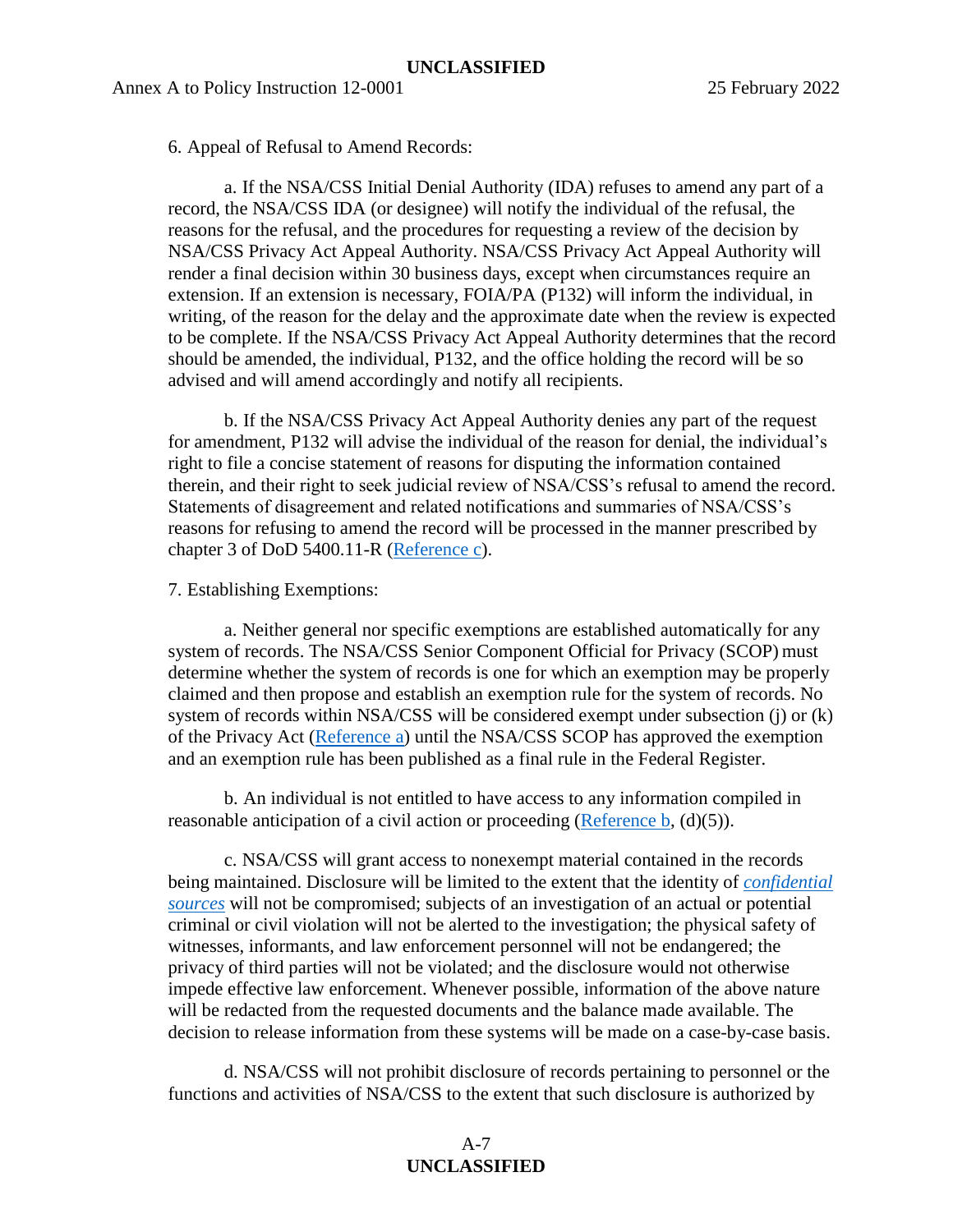6. Appeal of Refusal to Amend Records:

a. If the NSA/CSS Initial Denial Authority (IDA) refuses to amend any part of a record, the NSA/CSS IDA (or designee) will notify the individual of the refusal, the reasons for the refusal, and the procedures for requesting a review of the decision by NSA/CSS Privacy Act Appeal Authority. NSA/CSS Privacy Act Appeal Authority will render a final decision within 30 business days, except when circumstances require an extension. If an extension is necessary, FOIA/PA (P132) will inform the individual, in writing, of the reason for the delay and the approximate date when the review is expected to be complete. If the NSA/CSS Privacy Act Appeal Authority determines that the record should be amended, the individual, P132, and the office holding the record will be so advised and will amend accordingly and notify all recipients.

b. If the NSA/CSS Privacy Act Appeal Authority denies any part of the request for amendment, P132 will advise the individual of the reason for denial, the individual's right to file a concise statement of reasons for disputing the information contained therein, and their right to seek judicial review of NSA/CSS's refusal to amend the record. Statements of disagreement and related notifications and summaries of NSA/CSS's reasons for refusing to amend the record will be processed in the manner prescribed by chapter 3 of DoD 5400.11-R (Reference c).

7. Establishing Exemptions:

a. Neither general nor specific exemptions are established automatically for any system of records. The NSA/CSS Senior Component Official for Privacy (SCOP) must determine whether the system of records is one for which an exemption may be properly claimed and then propose and establish an exemption rule for the system of records. No system of records within NSA/CSS will be considered exempt under subsection (j) or (k) of the Privacy Act (Reference a) until the NSA/CSS SCOP has approved the exemption and an exemption rule has been published as a final rule in the Federal Register.

b. An individual is not entitled to have access to any information compiled in reasonable anticipation of a civil action or proceeding (Reference b, (d)(5)).

c. NSA/CSS will grant access to nonexempt material contained in the records being maintained. Disclosure will be limited to the extent that the identity of *confidential sources* will not be compromised; subjects of an investigation of an actual or potential criminal or civil violation will not be alerted to the investigation; the physical safety of witnesses, informants, and law enforcement personnel will not be endangered; the privacy of third parties will not be violated; and the disclosure would not otherwise impede effective law enforcement. Whenever possible, information of the above nature will be redacted from the requested documents and the balance made available. The decision to release information from these systems will be made on a case-by-case basis.

d. NSA/CSS will not prohibit disclosure of records pertaining to personnel or the functions and activities of NSA/CSS to the extent that such disclosure is authorized by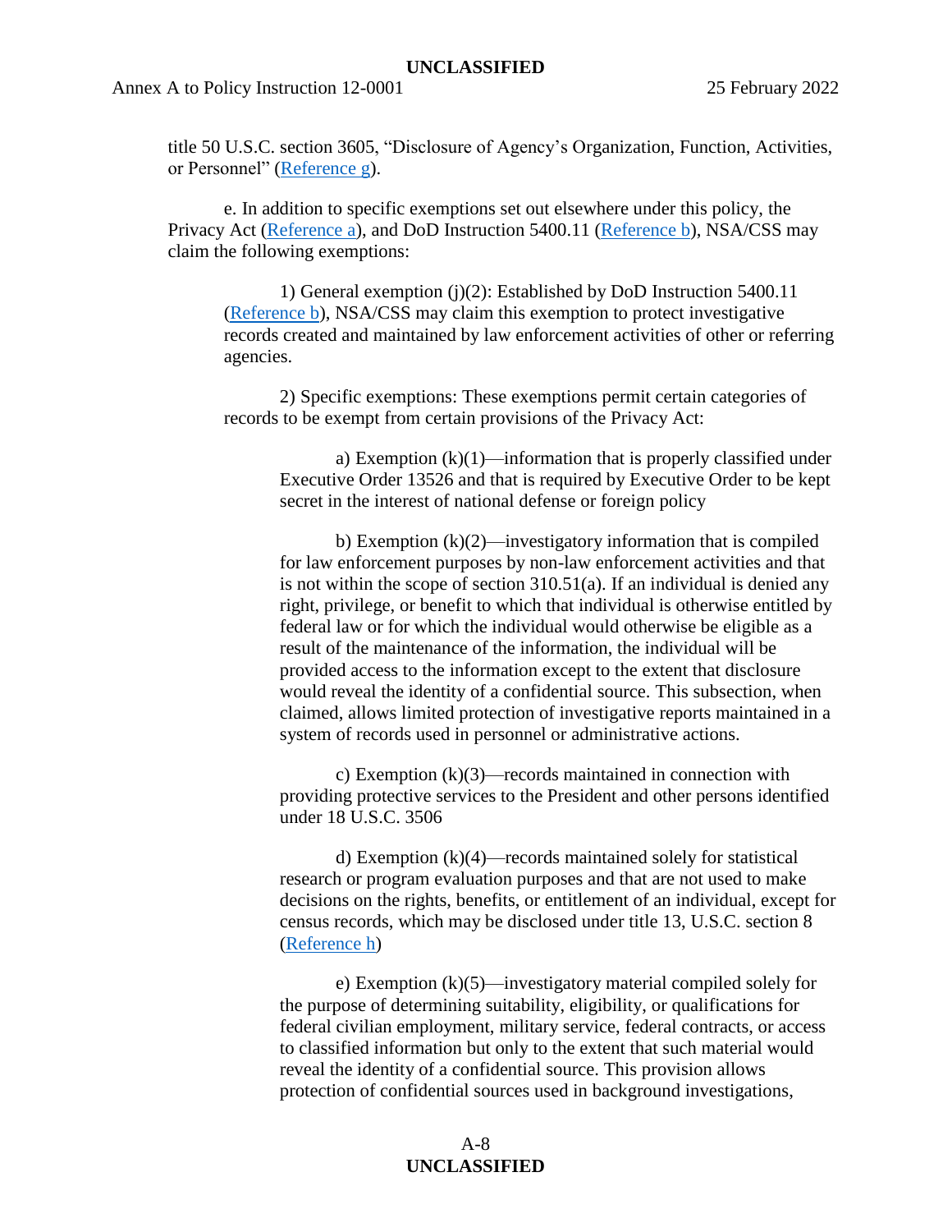title 50 U.S.C. section 3605, "Disclosure of Agency's Organization, Function, Activities, or Personnel" (Reference g).

e. In addition to specific exemptions set out elsewhere under this policy, the Privacy Act (Reference a), and DoD Instruction 5400.11 (Reference b), NSA/CSS may claim the following exemptions:

1) General exemption (j)(2): Established by DoD Instruction 5400.11 (Reference b), NSA/CSS may claim this exemption to protect investigative records created and maintained by law enforcement activities of other or referring agencies.

2) Specific exemptions: These exemptions permit certain categories of records to be exempt from certain provisions of the Privacy Act:

a) Exemption (k)(1)—information that is properly classified under Executive Order 13526 and that is required by Executive Order to be kept secret in the interest of national defense or foreign policy

b) Exemption (k)(2)—investigatory information that is compiled for law enforcement purposes by non-law enforcement activities and that is not within the scope of section 310.51(a). If an individual is denied any right, privilege, or benefit to which that individual is otherwise entitled by federal law or for which the individual would otherwise be eligible as a result of the maintenance of the information, the individual will be provided access to the information except to the extent that disclosure would reveal the identity of a confidential source. This subsection, when claimed, allows limited protection of investigative reports maintained in a system of records used in personnel or administrative actions.

c) Exemption (k)(3)—records maintained in connection with providing protective services to the President and other persons identified under 18 U.S.C. 3506

d) Exemption (k)(4)—records maintained solely for statistical research or program evaluation purposes and that are not used to make decisions on the rights, benefits, or entitlement of an individual, except for census records, which may be disclosed under title 13, U.S.C. section 8 (Reference h)

e) Exemption (k)(5)—investigatory material compiled solely for the purpose of determining suitability, eligibility, or qualifications for federal civilian employment, military service, federal contracts, or access to classified information but only to the extent that such material would reveal the identity of a confidential source. This provision allows protection of confidential sources used in background investigations,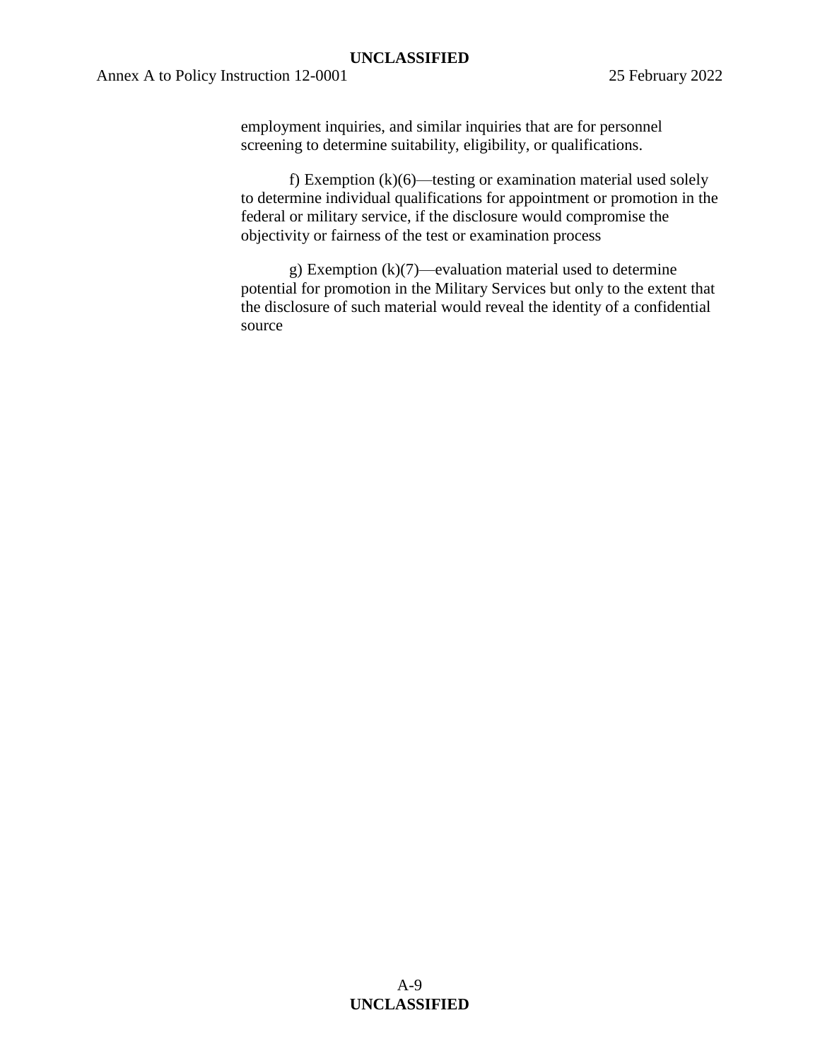employment inquiries, and similar inquiries that are for personnel screening to determine suitability, eligibility, or qualifications.

f) Exemption (k)(6)—testing or examination material used solely to determine individual qualifications for appointment or promotion in the federal or military service, if the disclosure would compromise the objectivity or fairness of the test or examination process

g) Exemption (k)(7)—evaluation material used to determine potential for promotion in the Military Services but only to the extent that the disclosure of such material would reveal the identity of a confidential source